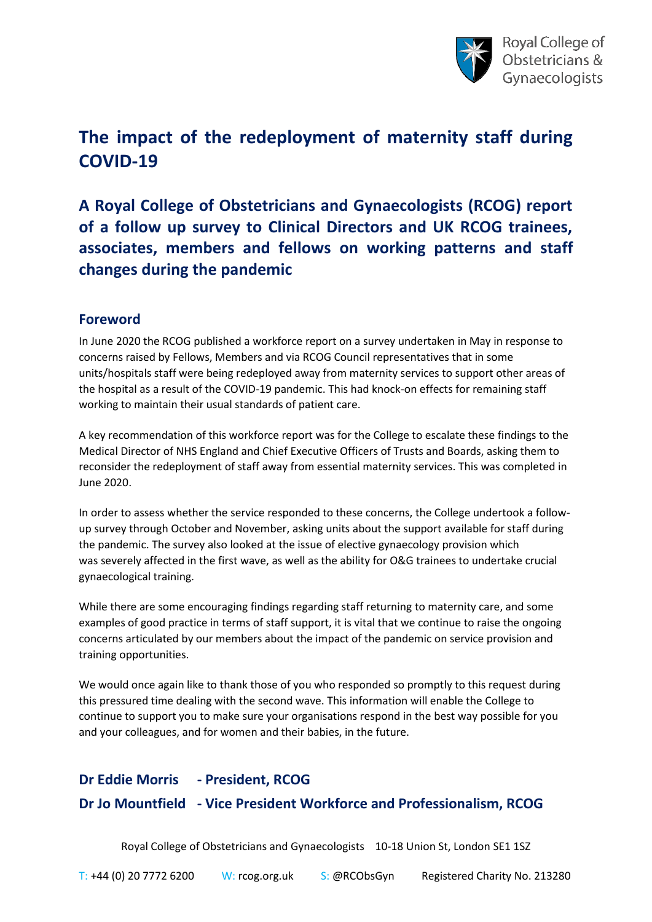# The impact of the redeployment of maternity staff during COVID-19

## A Royal College of Obstetricians and Gynaecologists (RCOG) report of a follow up survey to Clinical Directors and UK RCOG trainees, associates, members and fellows on working patterns and staff changes during the pandemic

### Foreword

In June 2020 the RCOG published a workforce report on a survey undertaken in May in response to concerns raised by Fellows, Members and via RCOG Council representatives that in some units/hospitals staff were being redeployed away from maternity services to support other areas of the hospital as a result of the COVID-19 pandemic. This had knock-on effects for remaining staff working to maintain their usual standards of patient care.

A key recommendation of this workforce report was for the College to escalate these findings to the Medical Director of NHS England and Chief Executive Officers of Trusts and Boards, asking them to reconsider the redeployment of staff away from essential maternity services. This was completed in June 2020.

In order to assess whether the service responded to these concerns, the College undertook a follow-up survey through October and November, asking units about the support available for staff during the pandemic. The survey also looked at the issue of elective gynaecology provision which was severely affected in the first wave, as well as the ability for O&G trainees to undertake crucial gynaecological training.

While there are some encouraging findings regarding staff returning to maternity care, and some examples of good practice in terms of staff support, it is vital that we continue to raise the ongoing concerns articulated by our members about the impact of the pandemic on service provision and training opportunities.

We would once again like to thank those of you who responded so promptly to this request during this pressured time dealing with the second wave. This information will enable the College to continue to support you to make sure your organisations respond in the best way possible for you and your colleagues, and for women and their babies, in the future.

**Dr Eddie Morris - President, RCOG**

**Dr Jo Mountfield - Vice President Workforce and Professionalism, RCOG**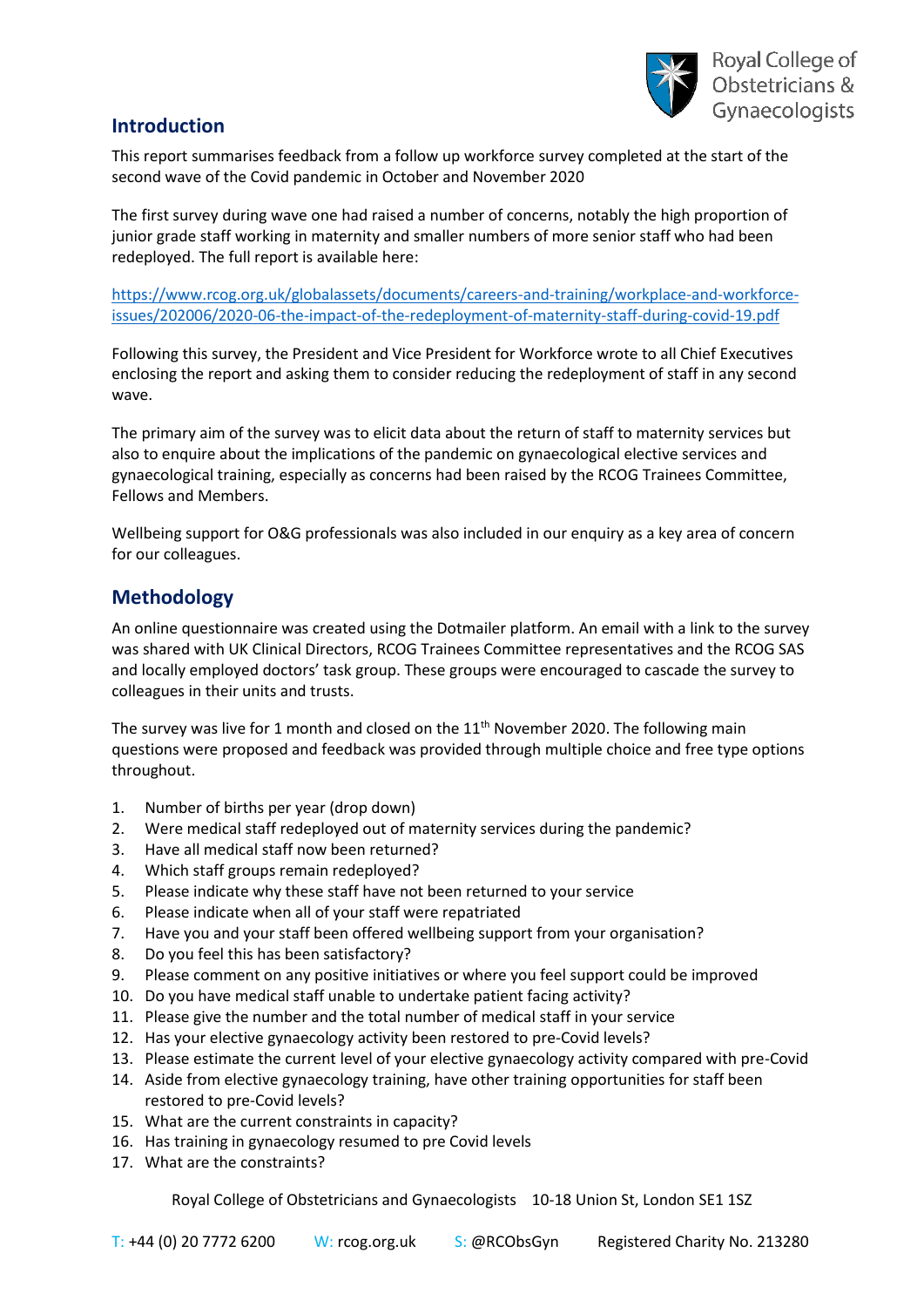## Introduction

This report summarises feedback from a follow up workforce survey completed at the start of the second wave of the Covid pandemic in October and November 2020

The first survey during wave one had raised a number of concerns, notably the high proportion of junior grade staff working in maternity and smaller numbers of more senior staff who had been redeployed. The full report is available here:

https://www.rcog.org.uk/globalassets/documents/careers-and-training/workplace-and-workforce-issues/202006/2020-06-the-impact-of-the-redeployment-of-maternity-staff-during-covid-19.pdf

Following this survey, the President and Vice President for Workforce wrote to all Chief Executives enclosing the report and asking them to consider reducing the redeployment of staff in any second wave.

The primary aim of the survey was to elicit data about the return of staff to maternity services but also to enquire about the implications of the pandemic on gynaecological elective services and gynaecological training, especially as concerns had been raised by the RCOG Trainees Committee, Fellows and Members.

Wellbeing support for O&G professionals was also included in our enquiry as a key area of concern for our colleagues.

## Methodology

An online questionnaire was created using the Dotmailer platform. An email with a link to the survey was shared with UK Clinical Directors, RCOG Trainees Committee representatives and the RCOG SAS and locally employed doctors' task group. These groups were encouraged to cascade the survey to colleagues in their units and trusts.

The survey was live for 1 month and closed on the 11th November 2020. The following main questions were proposed and feedback was provided through multiple choice and free type options throughout.

1. Number of births per year (drop down)
2. Were medical staff redeployed out of maternity services during the pandemic?
3. Have all medical staff now been returned?
4. Which staff groups remain redeployed?
5. Please indicate why these staff have not been returned to your service
6. Please indicate when all of your staff were repatriated
7. Have you and your staff been offered wellbeing support from your organisation?
8. Do you feel this has been satisfactory?
9. Please comment on any positive initiatives or where you feel support could be improved
10. Do you have medical staff unable to undertake patient facing activity?
11. Please give the number and the total number of medical staff in your service
12. Has your elective gynaecology activity been restored to pre-Covid levels?
13. Please estimate the current level of your elective gynaecology activity compared with pre-Covid
14. Aside from elective gynaecology training, have other training opportunities for staff been restored to pre-Covid levels?
15. What are the current constraints in capacity?
16. Has training in gynaecology resumed to pre Covid levels
17. What are the constraints?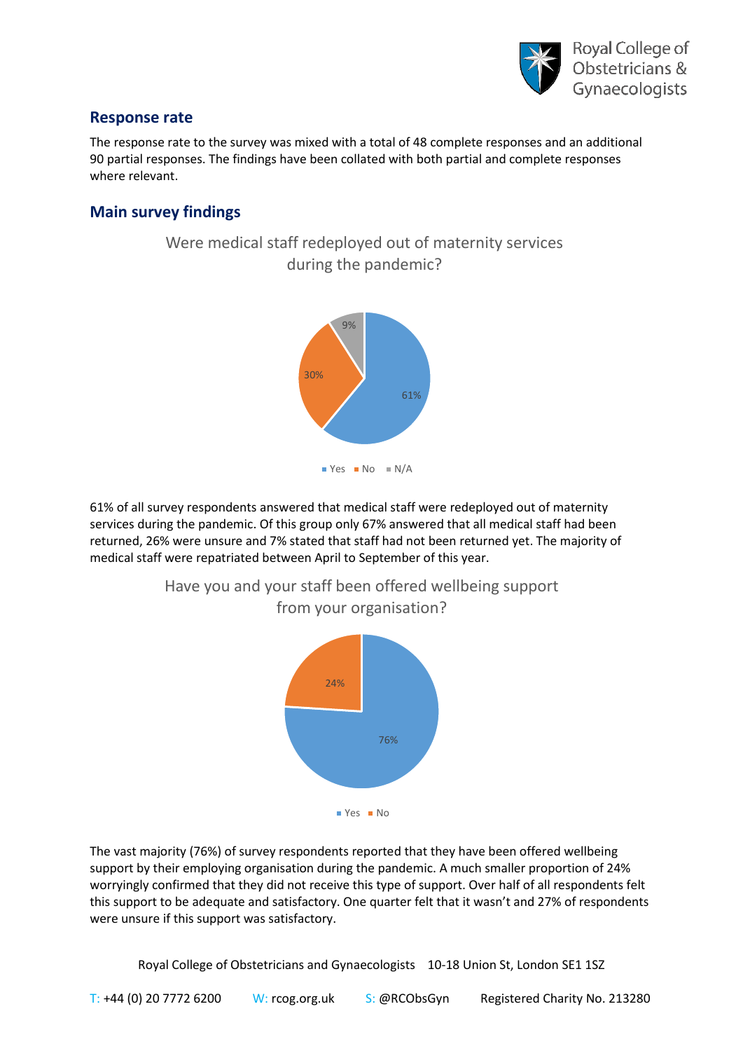## Response rate

The response rate to the survey was mixed with a total of 48 complete responses and an additional 90 partial responses. The findings have been collated with both partial and complete responses where relevant.

## Main survey findings

Were medical staff redeployed out of maternity services during the pandemic?

- Yes: 61%
- No: 30%
- N/A: 9%

61% of all survey respondents answered that medical staff were redeployed out of maternity services during the pandemic. Of this group only 67% answered that all medical staff had been returned, 26% were unsure and 7% stated that staff had not been returned yet. The majority of medical staff were repatriated between April to September of this year.

Have you and your staff been offered wellbeing support from your organisation?

- Yes: 76%
- No: 24%

The vast majority (76%) of survey respondents reported that they have been offered wellbeing support by their employing organisation during the pandemic. A much smaller proportion of 24% worryingly confirmed that they did not receive this type of support. Over half of all respondents felt this support to be adequate and satisfactory. One quarter felt that it wasn't and 27% of respondents were unsure if this support was satisfactory.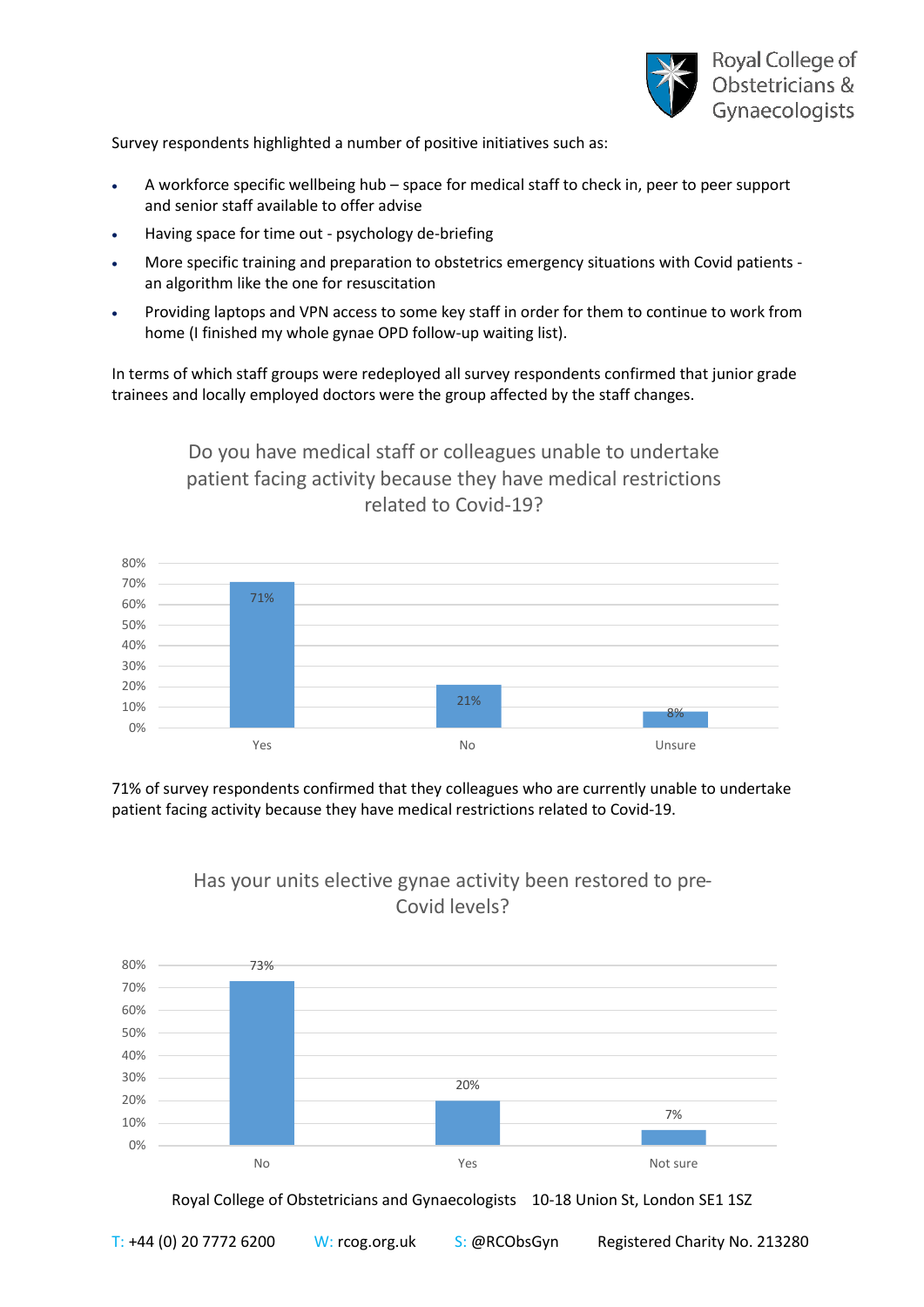Survey respondents highlighted a number of positive initiatives such as:

- A workforce specific wellbeing hub – space for medical staff to check in, peer to peer support and senior staff available to offer advise
- Having space for time out - psychology de-briefing
- More specific training and preparation to obstetrics emergency situations with Covid patients - an algorithm like the one for resuscitation
- Providing laptops and VPN access to some key staff in order for them to continue to work from home (I finished my whole gynae OPD follow-up waiting list).

In terms of which staff groups were redeployed all survey respondents confirmed that junior grade trainees and locally employed doctors were the group affected by the staff changes.

Do you have medical staff or colleagues unable to undertake patient facing activity because they have medical restrictions related to Covid-19?

| Response | Percentage |
|---|---|
| Yes | 71% |
| No | 21% |
| Unsure | 8% |

71% of survey respondents confirmed that they colleagues who are currently unable to undertake patient facing activity because they have medical restrictions related to Covid-19.

Has your units elective gynae activity been restored to pre-Covid levels?

| Response | Percentage |
|---|---|
| No | 73% |
| Yes | 20% |
| Not sure | 7% |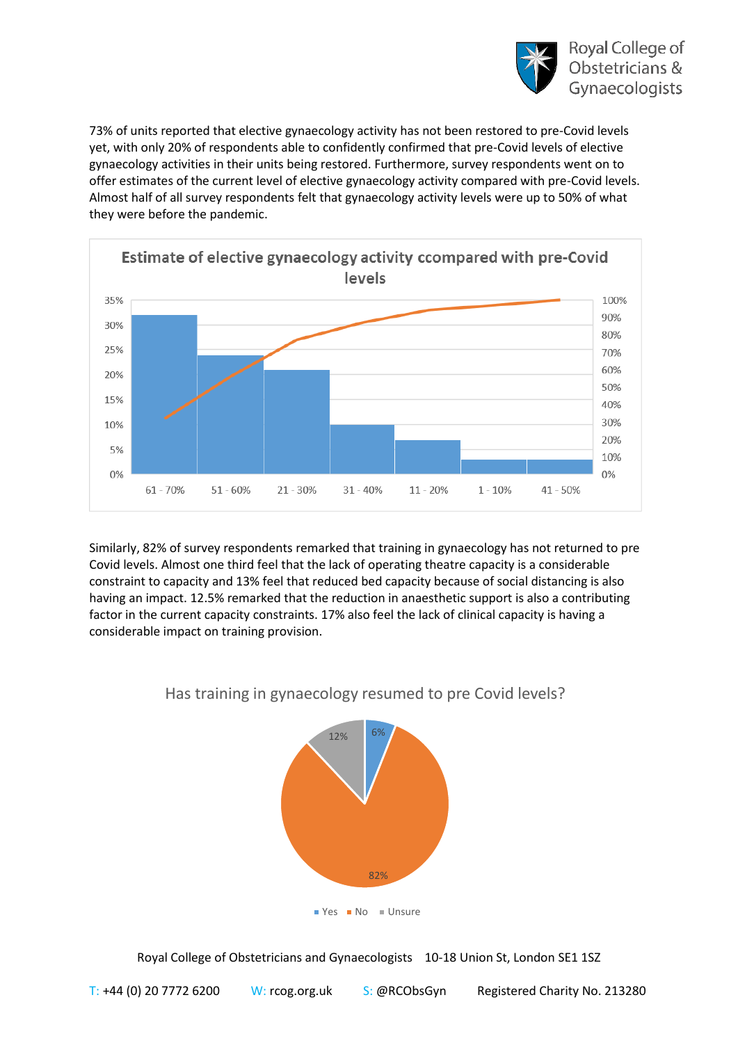73% of units reported that elective gynaecology activity has not been restored to pre-Covid levels yet, with only 20% of respondents able to confidently confirmed that pre-Covid levels of elective gynaecology activities in their units being restored. Furthermore, survey respondents went on to offer estimates of the current level of elective gynaecology activity compared with pre-Covid levels. Almost half of all survey respondents felt that gynaecology activity levels were up to 50% of what they were before the pandemic.

**Estimate of elective gynaecology activity ccompared with pre-Covid levels**

| Activity level | Respondents (approx.) |
|---|---|
| 61 - 70% | 32% |
| 51 - 60% | 24% |
| 21 - 30% | 21% |
| 31 - 40% | 10% |
| 11 - 20% | 7% |
| 1 - 10% | 3% |
| 41 - 50% | 3% |

Similarly, 82% of survey respondents remarked that training in gynaecology has not returned to pre Covid levels. Almost one third feel that the lack of operating theatre capacity is a considerable constraint to capacity and 13% feel that reduced bed capacity because of social distancing is also having an impact. 12.5% remarked that the reduction in anaesthetic support is also a contributing factor in the current capacity constraints. 17% also feel the lack of clinical capacity is having a considerable impact on training provision.

**Has training in gynaecology resumed to pre Covid levels?**

| Response | Percentage |
|---|---|
| Yes | 6% |
| No | 82% |
| Unsure | 12% |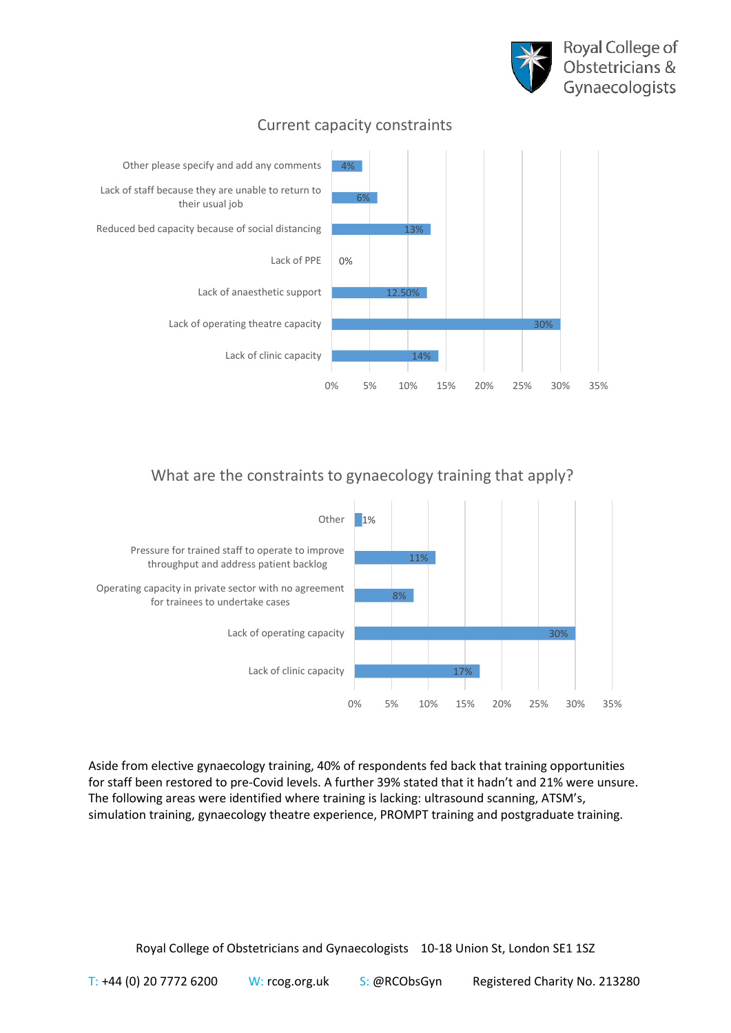## Current capacity constraints

| Constraint | Percentage |
| --- | --- |
| Other please specify and add any comments | 4% |
| Lack of staff because they are unable to return to their usual job | 6% |
| Reduced bed capacity because of social distancing | 13% |
| Lack of PPE | 0% |
| Lack of anaesthetic support | 12.50% |
| Lack of operating theatre capacity | 30% |
| Lack of clinic capacity | 14% |

## What are the constraints to gynaecology training that apply?

| Constraint | Percentage |
| --- | --- |
| Other | 1% |
| Pressure for trained staff to operate to improve throughput and address patient backlog | 11% |
| Operating capacity in private sector with no agreement for trainees to undertake cases | 8% |
| Lack of operating capacity | 30% |
| Lack of clinic capacity | 17% |

Aside from elective gynaecology training, 40% of respondents fed back that training opportunities for staff been restored to pre-Covid levels. A further 39% stated that it hadn't and 21% were unsure. The following areas were identified where training is lacking: ultrasound scanning, ATSM's, simulation training, gynaecology theatre experience, PROMPT training and postgraduate training.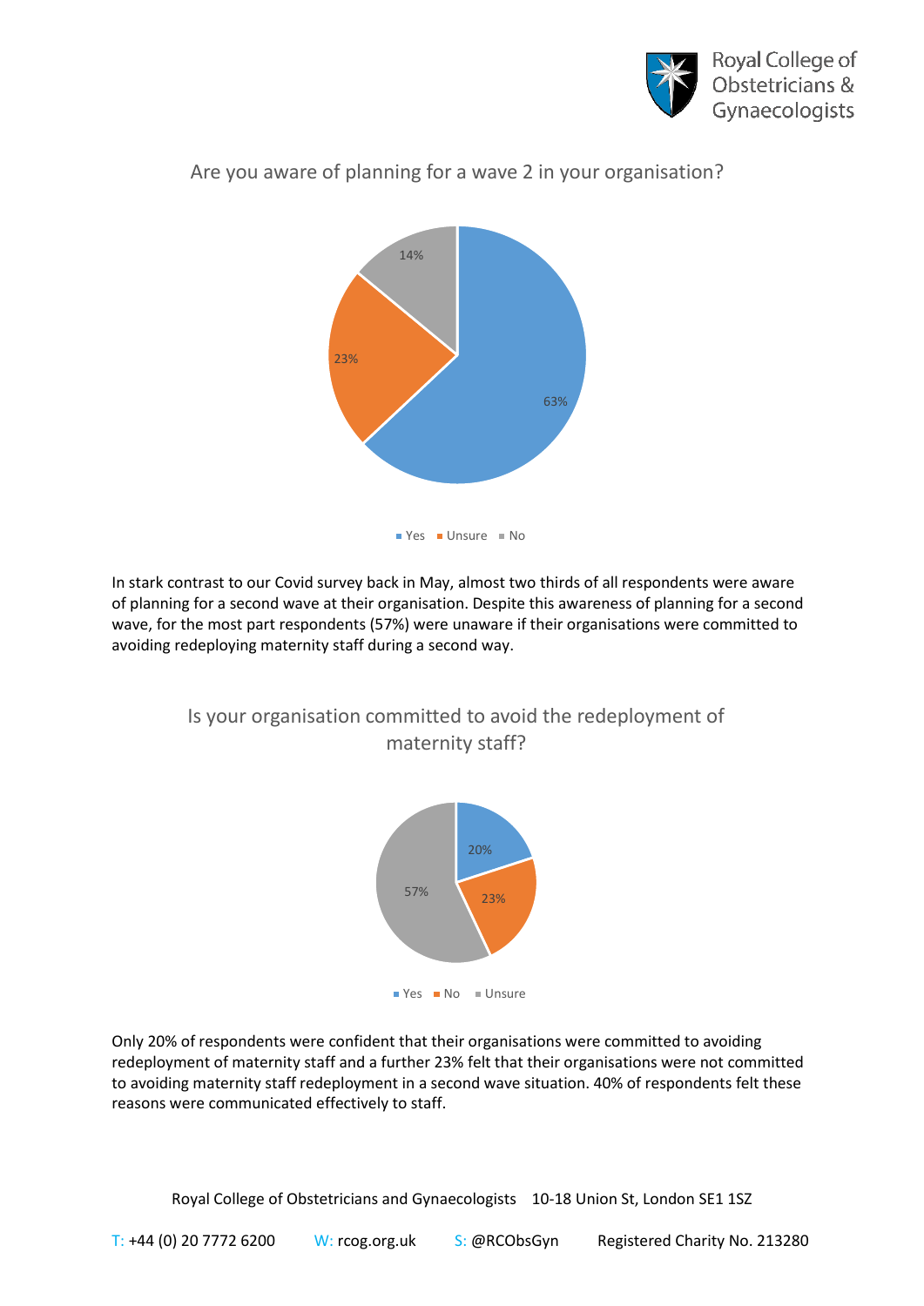Are you aware of planning for a wave 2 in your organisation?

| Response | Percentage |
| --- | --- |
| Yes | 63% |
| Unsure | 23% |
| No | 14% |

In stark contrast to our Covid survey back in May, almost two thirds of all respondents were aware of planning for a second wave at their organisation. Despite this awareness of planning for a second wave, for the most part respondents (57%) were unaware if their organisations were committed to avoiding redeploying maternity staff during a second way.

Is your organisation committed to avoid the redeployment of maternity staff?

| Response | Percentage |
| --- | --- |
| Yes | 20% |
| No | 23% |
| Unsure | 57% |

Only 20% of respondents were confident that their organisations were committed to avoiding redeployment of maternity staff and a further 23% felt that their organisations were not committed to avoiding maternity staff redeployment in a second wave situation. 40% of respondents felt these reasons were communicated effectively to staff.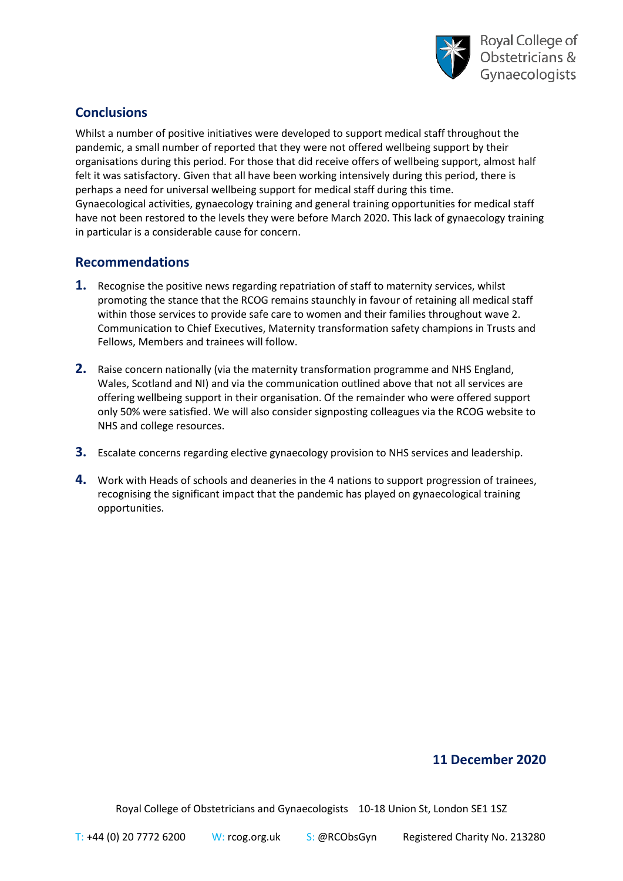## Conclusions

Whilst a number of positive initiatives were developed to support medical staff throughout the pandemic, a small number of reported that they were not offered wellbeing support by their organisations during this period. For those that did receive offers of wellbeing support, almost half felt it was satisfactory. Given that all have been working intensively during this period, there is perhaps a need for universal wellbeing support for medical staff during this time.
Gynaecological activities, gynaecology training and general training opportunities for medical staff have not been restored to the levels they were before March 2020. This lack of gynaecology training in particular is a considerable cause for concern.

## Recommendations

1. Recognise the positive news regarding repatriation of staff to maternity services, whilst promoting the stance that the RCOG remains staunchly in favour of retaining all medical staff within those services to provide safe care to women and their families throughout wave 2. Communication to Chief Executives, Maternity transformation safety champions in Trusts and Fellows, Members and trainees will follow.

2. Raise concern nationally (via the maternity transformation programme and NHS England, Wales, Scotland and NI) and via the communication outlined above that not all services are offering wellbeing support in their organisation. Of the remainder who were offered support only 50% were satisfied. We will also consider signposting colleagues via the RCOG website to NHS and college resources.

3. Escalate concerns regarding elective gynaecology provision to NHS services and leadership.

4. Work with Heads of schools and deaneries in the 4 nations to support progression of trainees, recognising the significant impact that the pandemic has played on gynaecological training opportunities.

**11 December 2020**